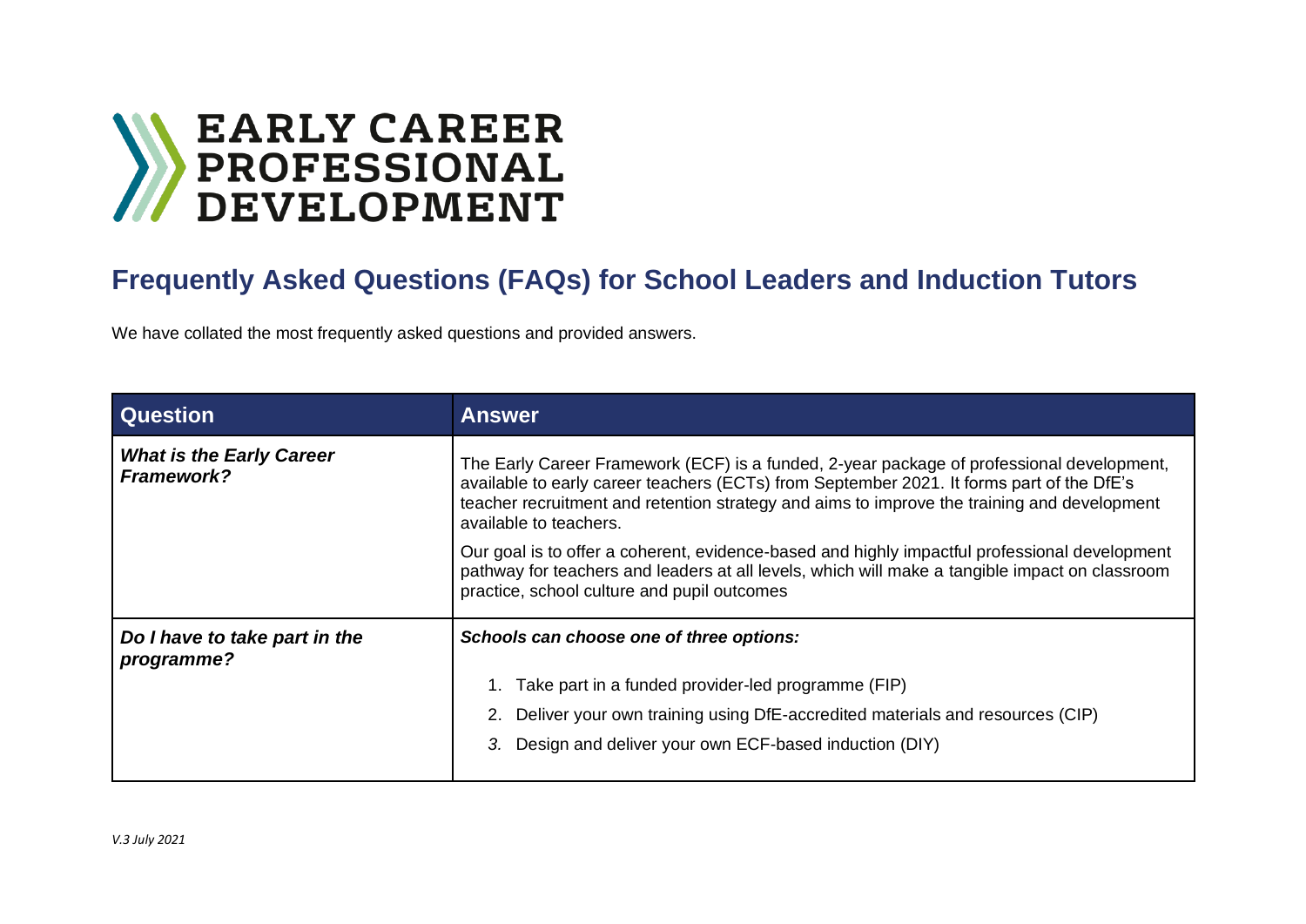# EARLY CAREER PROFESSIONAL DEVELOPMENT

## Frequently Asked Questions (FAQs) for School Leaders and Induction Tutors

We have collated the most frequently asked questions and provided answers.

| Question | Answer |
|---|---|
| ***What is the Early Career Framework?*** | The Early Career Framework (ECF) is a funded, 2-year package of professional development, available to early career teachers (ECTs) from September 2021. It forms part of the DfE's teacher recruitment and retention strategy and aims to improve the training and development available to teachers.<br><br>Our goal is to offer a coherent, evidence-based and highly impactful professional development pathway for teachers and leaders at all levels, which will make a tangible impact on classroom practice, school culture and pupil outcomes |
| ***Do I have to take part in the programme?*** | ***Schools can choose one of three options:***<br><br>1. Take part in a funded provider-led programme (FIP)<br>2. Deliver your own training using DfE-accredited materials and resources (CIP)<br>3. Design and deliver your own ECF-based induction (DIY) |

*V.3 July 2021*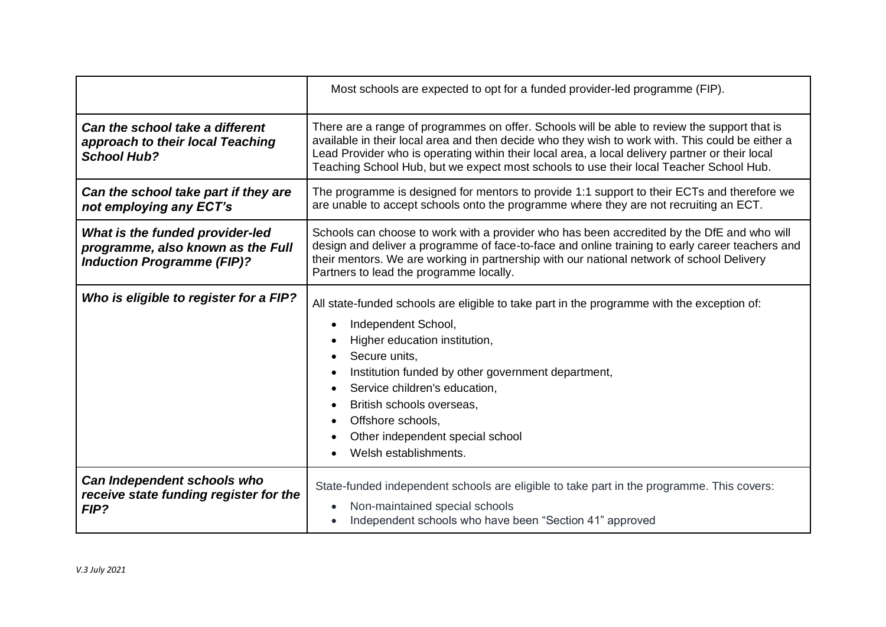| | |
|---|---|
| | Most schools are expected to opt for a funded provider-led programme (FIP). |
| ***Can the school take a different approach to their local Teaching School Hub?*** | There are a range of programmes on offer. Schools will be able to review the support that is available in their local area and then decide who they wish to work with. This could be either a Lead Provider who is operating within their local area, a local delivery partner or their local Teaching School Hub, but we expect most schools to use their local Teacher School Hub. |
| ***Can the school take part if they are not employing any ECT's*** | The programme is designed for mentors to provide 1:1 support to their ECTs and therefore we are unable to accept schools onto the programme where they are not recruiting an ECT. |
| ***What is the funded provider-led programme, also known as the Full Induction Programme (FIP)?*** | Schools can choose to work with a provider who has been accredited by the DfE and who will design and deliver a programme of face-to-face and online training to early career teachers and their mentors. We are working in partnership with our national network of school Delivery Partners to lead the programme locally. |
| ***Who is eligible to register for a FIP?*** | All state-funded schools are eligible to take part in the programme with the exception of:<br>• Independent School,<br>• Higher education institution,<br>• Secure units,<br>• Institution funded by other government department,<br>• Service children's education,<br>• British schools overseas,<br>• Offshore schools,<br>• Other independent special school<br>• Welsh establishments. |
| ***Can Independent schools who receive state funding register for the FIP?*** | State-funded independent schools are eligible to take part in the programme. This covers:<br>• Non-maintained special schools<br>• Independent schools who have been "Section 41" approved |

*V.3 July 2021*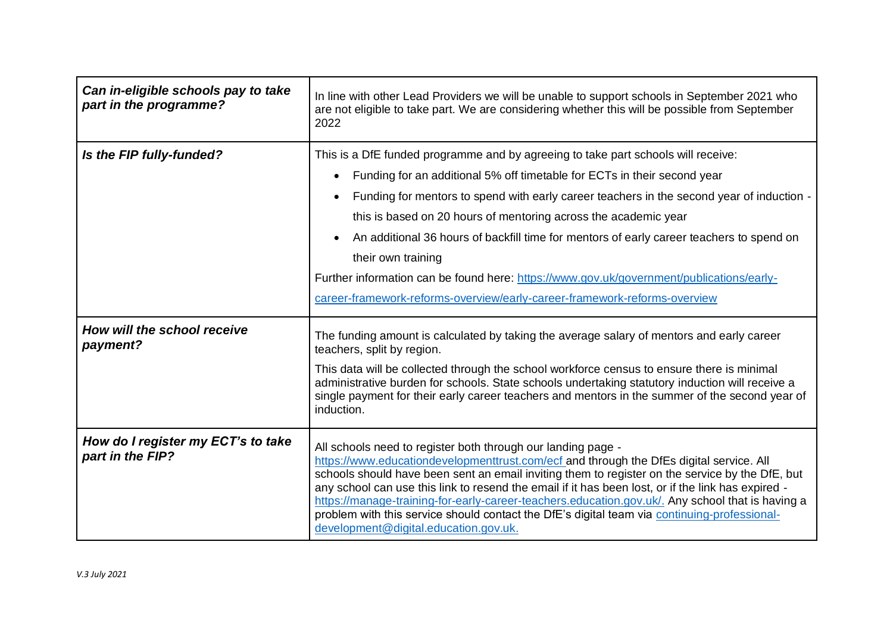| | |
|---|---|
| ***Can in-eligible schools pay to take part in the programme?*** | In line with other Lead Providers we will be unable to support schools in September 2021 who are not eligible to take part. We are considering whether this will be possible from September 2022 |
| ***Is the FIP fully-funded?*** | This is a DfE funded programme and by agreeing to take part schools will receive:<br>• Funding for an additional 5% off timetable for ECTs in their second year<br>• Funding for mentors to spend with early career teachers in the second year of induction - this is based on 20 hours of mentoring across the academic year<br>• An additional 36 hours of backfill time for mentors of early career teachers to spend on their own training<br>Further information can be found here: [https://www.gov.uk/government/publications/early-career-framework-reforms-overview/early-career-framework-reforms-overview](https://www.gov.uk/government/publications/early-career-framework-reforms-overview/early-career-framework-reforms-overview) |
| ***How will the school receive payment?*** | The funding amount is calculated by taking the average salary of mentors and early career teachers, split by region.<br>This data will be collected through the school workforce census to ensure there is minimal administrative burden for schools. State schools undertaking statutory induction will receive a single payment for their early career teachers and mentors in the summer of the second year of induction. |
| ***How do I register my ECT's to take part in the FIP?*** | All schools need to register both through our landing page - [https://www.educationdevelopmenttrust.com/ecf](https://www.educationdevelopmenttrust.com/ecf) and through the DfEs digital service. All schools should have been sent an email inviting them to register on the service by the DfE, but any school can use this link to resend the email if it has been lost, or if the link has expired - [https://manage-training-for-early-career-teachers.education.gov.uk/](https://manage-training-for-early-career-teachers.education.gov.uk/). Any school that is having a problem with this service should contact the DfE's digital team via [continuing-professional-development@digital.education.gov.uk](mailto:continuing-professional-development@digital.education.gov.uk). |

*V.3 July 2021*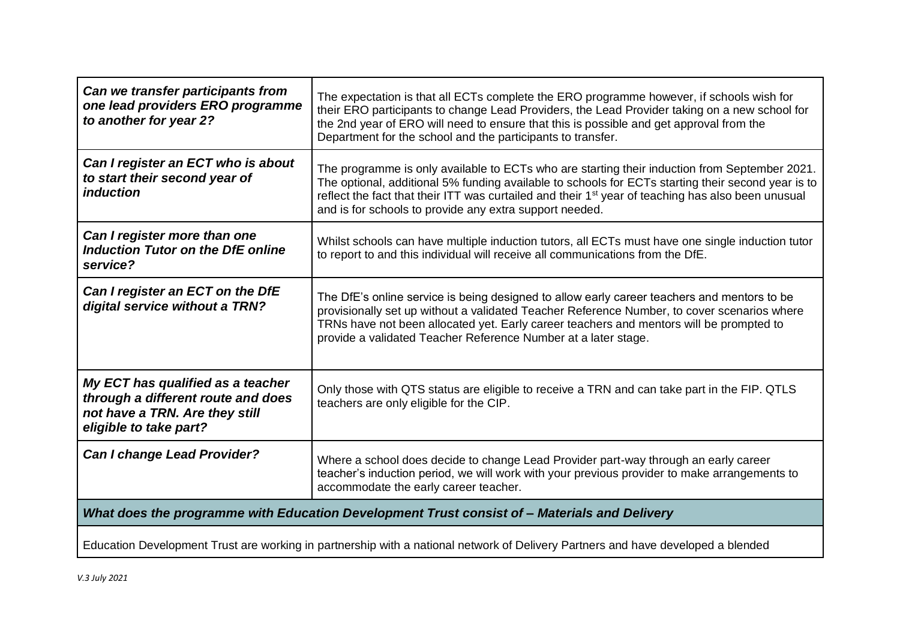| | |
|---|---|
| ***Can we transfer participants from one lead providers ERO programme to another for year 2?*** | The expectation is that all ECTs complete the ERO programme however, if schools wish for their ERO participants to change Lead Providers, the Lead Provider taking on a new school for the 2nd year of ERO will need to ensure that this is possible and get approval from the Department for the school and the participants to transfer. |
| ***Can I register an ECT who is about to start their second year of induction*** | The programme is only available to ECTs who are starting their induction from September 2021. The optional, additional 5% funding available to schools for ECTs starting their second year is to reflect the fact that their ITT was curtailed and their 1st year of teaching has also been unusual and is for schools to provide any extra support needed. |
| ***Can I register more than one Induction Tutor on the DfE online service?*** | Whilst schools can have multiple induction tutors, all ECTs must have one single induction tutor to report to and this individual will receive all communications from the DfE. |
| ***Can I register an ECT on the DfE digital service without a TRN?*** | The DfE's online service is being designed to allow early career teachers and mentors to be provisionally set up without a validated Teacher Reference Number, to cover scenarios where TRNs have not been allocated yet. Early career teachers and mentors will be prompted to provide a validated Teacher Reference Number at a later stage. |
| ***My ECT has qualified as a teacher through a different route and does not have a TRN. Are they still eligible to take part?*** | Only those with QTS status are eligible to receive a TRN and can take part in the FIP. QTLS teachers are only eligible for the CIP. |
| ***Can I change Lead Provider?*** | Where a school does decide to change Lead Provider part-way through an early career teacher's induction period, we will work with your previous provider to make arrangements to accommodate the early career teacher. |

***What does the programme with Education Development Trust consist of – Materials and Delivery***

Education Development Trust are working in partnership with a national network of Delivery Partners and have developed a blended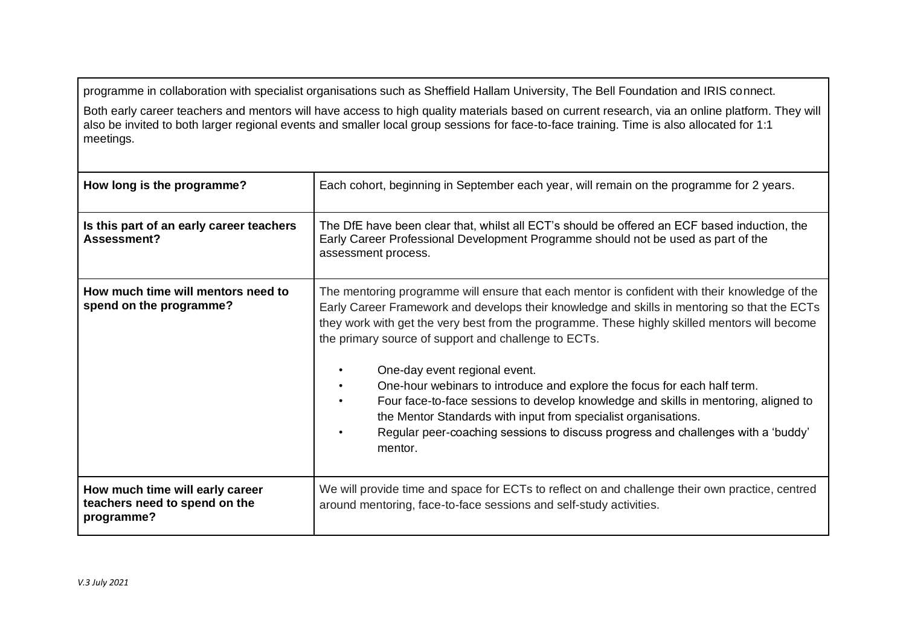programme in collaboration with specialist organisations such as Sheffield Hallam University, The Bell Foundation and IRIS connect.

Both early career teachers and mentors will have access to high quality materials based on current research, via an online platform. They will also be invited to both larger regional events and smaller local group sessions for face-to-face training. Time is also allocated for 1:1 meetings.

| | |
|---|---|
| **How long is the programme?** | Each cohort, beginning in September each year, will remain on the programme for 2 years. |
| **Is this part of an early career teachers Assessment?** | The DfE have been clear that, whilst all ECT's should be offered an ECF based induction, the Early Career Professional Development Programme should not be used as part of the assessment process. |
| **How much time will mentors need to spend on the programme?** | The mentoring programme will ensure that each mentor is confident with their knowledge of the Early Career Framework and develops their knowledge and skills in mentoring so that the ECTs they work with get the very best from the programme. These highly skilled mentors will become the primary source of support and challenge to ECTs.<br><br>• One-day event regional event.<br>• One-hour webinars to introduce and explore the focus for each half term.<br>• Four face-to-face sessions to develop knowledge and skills in mentoring, aligned to the Mentor Standards with input from specialist organisations.<br>• Regular peer-coaching sessions to discuss progress and challenges with a 'buddy' mentor. |
| **How much time will early career teachers need to spend on the programme?** | We will provide time and space for ECTs to reflect on and challenge their own practice, centred around mentoring, face-to-face sessions and self-study activities. |

*V.3 July 2021*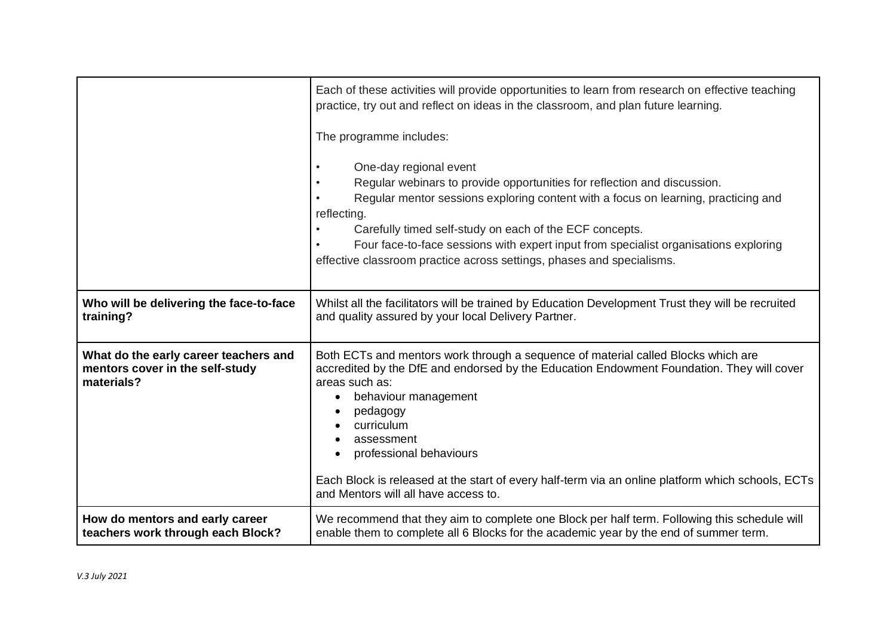| | |
|---|---|
| | Each of these activities will provide opportunities to learn from research on effective teaching practice, try out and reflect on ideas in the classroom, and plan future learning.<br><br>The programme includes:<br><br>• One-day regional event<br>• Regular webinars to provide opportunities for reflection and discussion.<br>• Regular mentor sessions exploring content with a focus on learning, practicing and reflecting.<br>• Carefully timed self-study on each of the ECF concepts.<br>• Four face-to-face sessions with expert input from specialist organisations exploring effective classroom practice across settings, phases and specialisms. |
| **Who will be delivering the face-to-face training?** | Whilst all the facilitators will be trained by Education Development Trust they will be recruited and quality assured by your local Delivery Partner. |
| **What do the early career teachers and mentors cover in the self-study materials?** | Both ECTs and mentors work through a sequence of material called Blocks which are accredited by the DfE and endorsed by the Education Endowment Foundation. They will cover areas such as:<br>• behaviour management<br>• pedagogy<br>• curriculum<br>• assessment<br>• professional behaviours<br><br>Each Block is released at the start of every half-term via an online platform which schools, ECTs and Mentors will all have access to. |
| **How do mentors and early career teachers work through each Block?** | We recommend that they aim to complete one Block per half term. Following this schedule will enable them to complete all 6 Blocks for the academic year by the end of summer term. |

*V.3 July 2021*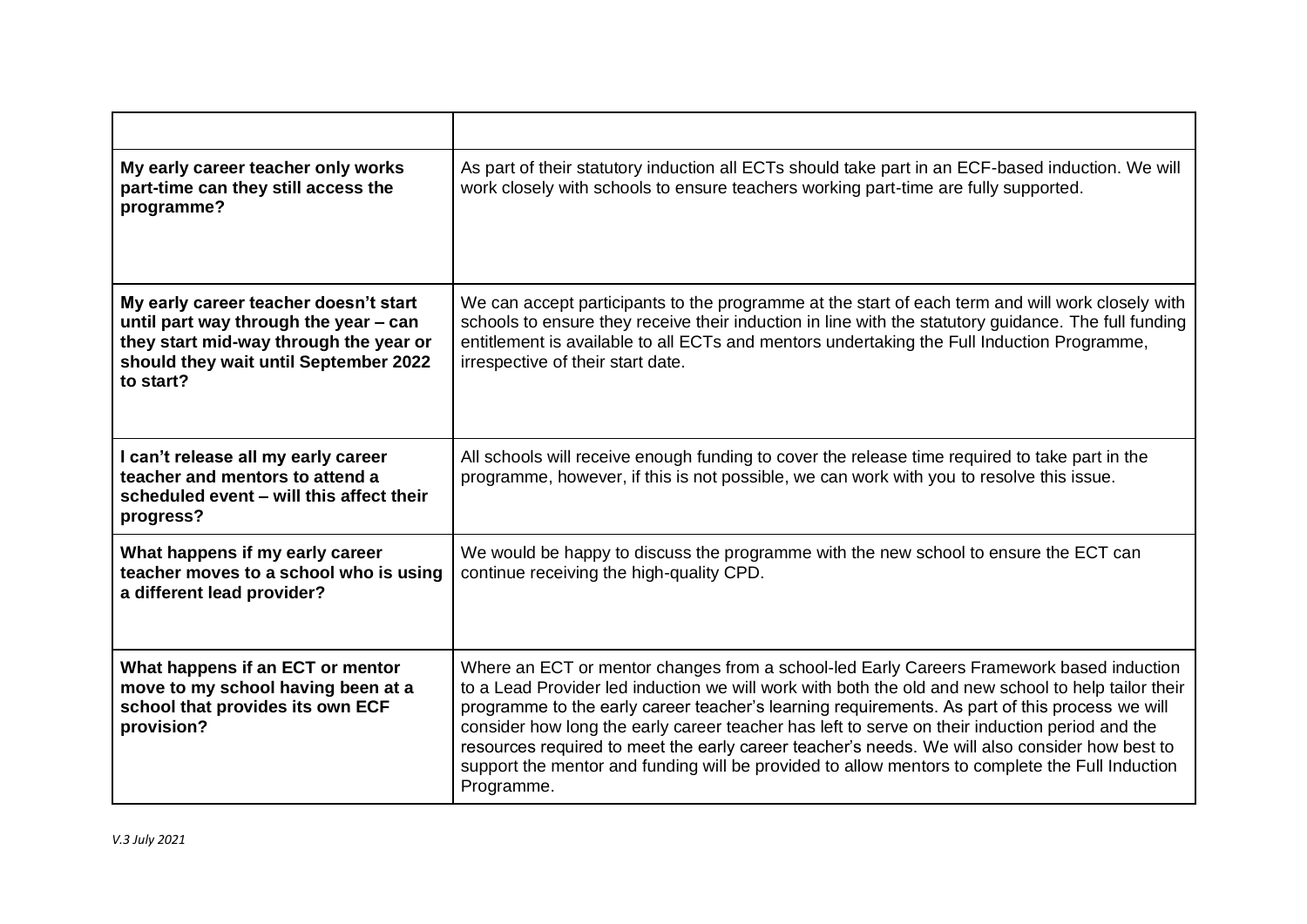| | |
|---|---|
| **My early career teacher only works part-time can they still access the programme?** | As part of their statutory induction all ECTs should take part in an ECF-based induction. We will work closely with schools to ensure teachers working part-time are fully supported. |
| **My early career teacher doesn't start until part way through the year – can they start mid-way through the year or should they wait until September 2022 to start?** | We can accept participants to the programme at the start of each term and will work closely with schools to ensure they receive their induction in line with the statutory guidance. The full funding entitlement is available to all ECTs and mentors undertaking the Full Induction Programme, irrespective of their start date. |
| **I can't release all my early career teacher and mentors to attend a scheduled event – will this affect their progress?** | All schools will receive enough funding to cover the release time required to take part in the programme, however, if this is not possible, we can work with you to resolve this issue. |
| **What happens if my early career teacher moves to a school who is using a different lead provider?** | We would be happy to discuss the programme with the new school to ensure the ECT can continue receiving the high-quality CPD. |
| **What happens if an ECT or mentor move to my school having been at a school that provides its own ECF provision?** | Where an ECT or mentor changes from a school-led Early Careers Framework based induction to a Lead Provider led induction we will work with both the old and new school to help tailor their programme to the early career teacher's learning requirements. As part of this process we will consider how long the early career teacher has left to serve on their induction period and the resources required to meet the early career teacher's needs. We will also consider how best to support the mentor and funding will be provided to allow mentors to complete the Full Induction Programme. |

*V.3 July 2021*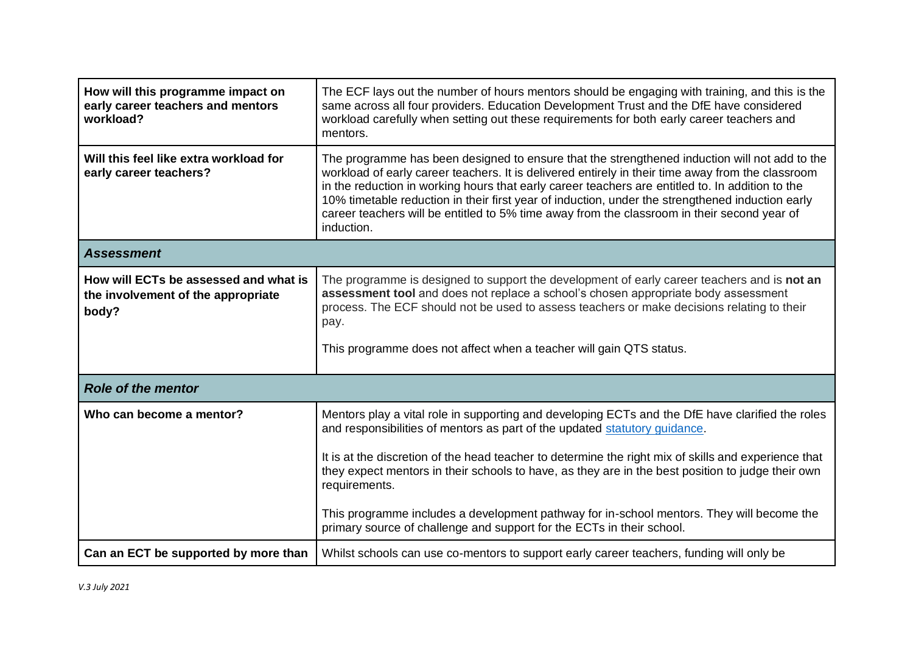| | |
|---|---|
| **How will this programme impact on early career teachers and mentors workload?** | The ECF lays out the number of hours mentors should be engaging with training, and this is the same across all four providers. Education Development Trust and the DfE have considered workload carefully when setting out these requirements for both early career teachers and mentors. |
| **Will this feel like extra workload for early career teachers?** | The programme has been designed to ensure that the strengthened induction will not add to the workload of early career teachers. It is delivered entirely in their time away from the classroom in the reduction in working hours that early career teachers are entitled to. In addition to the 10% timetable reduction in their first year of induction, under the strengthened induction early career teachers will be entitled to 5% time away from the classroom in their second year of induction. |
| ***Assessment*** | |
| **How will ECTs be assessed and what is the involvement of the appropriate body?** | The programme is designed to support the development of early career teachers and is **not an assessment tool** and does not replace a school's chosen appropriate body assessment process. The ECF should not be used to assess teachers or make decisions relating to their pay.<br><br>This programme does not affect when a teacher will gain QTS status. |
| ***Role of the mentor*** | |
| **Who can become a mentor?** | Mentors play a vital role in supporting and developing ECTs and the DfE have clarified the roles and responsibilities of mentors as part of the updated statutory guidance.<br><br>It is at the discretion of the head teacher to determine the right mix of skills and experience that they expect mentors in their schools to have, as they are in the best position to judge their own requirements.<br><br>This programme includes a development pathway for in-school mentors. They will become the primary source of challenge and support for the ECTs in their school. |
| **Can an ECT be supported by more than** | Whilst schools can use co-mentors to support early career teachers, funding will only be |

*V.3 July 2021*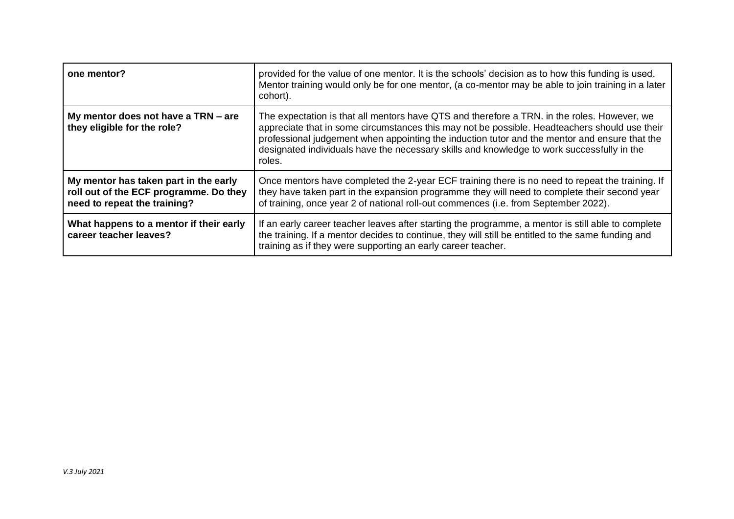| | |
|---|---|
| **one mentor?** | provided for the value of one mentor. It is the schools' decision as to how this funding is used. Mentor training would only be for one mentor, (a co-mentor may be able to join training in a later cohort). |
| **My mentor does not have a TRN – are they eligible for the role?** | The expectation is that all mentors have QTS and therefore a TRN. in the roles. However, we appreciate that in some circumstances this may not be possible. Headteachers should use their professional judgement when appointing the induction tutor and the mentor and ensure that the designated individuals have the necessary skills and knowledge to work successfully in the roles. |
| **My mentor has taken part in the early roll out of the ECF programme. Do they need to repeat the training?** | Once mentors have completed the 2-year ECF training there is no need to repeat the training. If they have taken part in the expansion programme they will need to complete their second year of training, once year 2 of national roll-out commences (i.e. from September 2022). |
| **What happens to a mentor if their early career teacher leaves?** | If an early career teacher leaves after starting the programme, a mentor is still able to complete the training. If a mentor decides to continue, they will still be entitled to the same funding and training as if they were supporting an early career teacher. |

*V.3 July 2021*